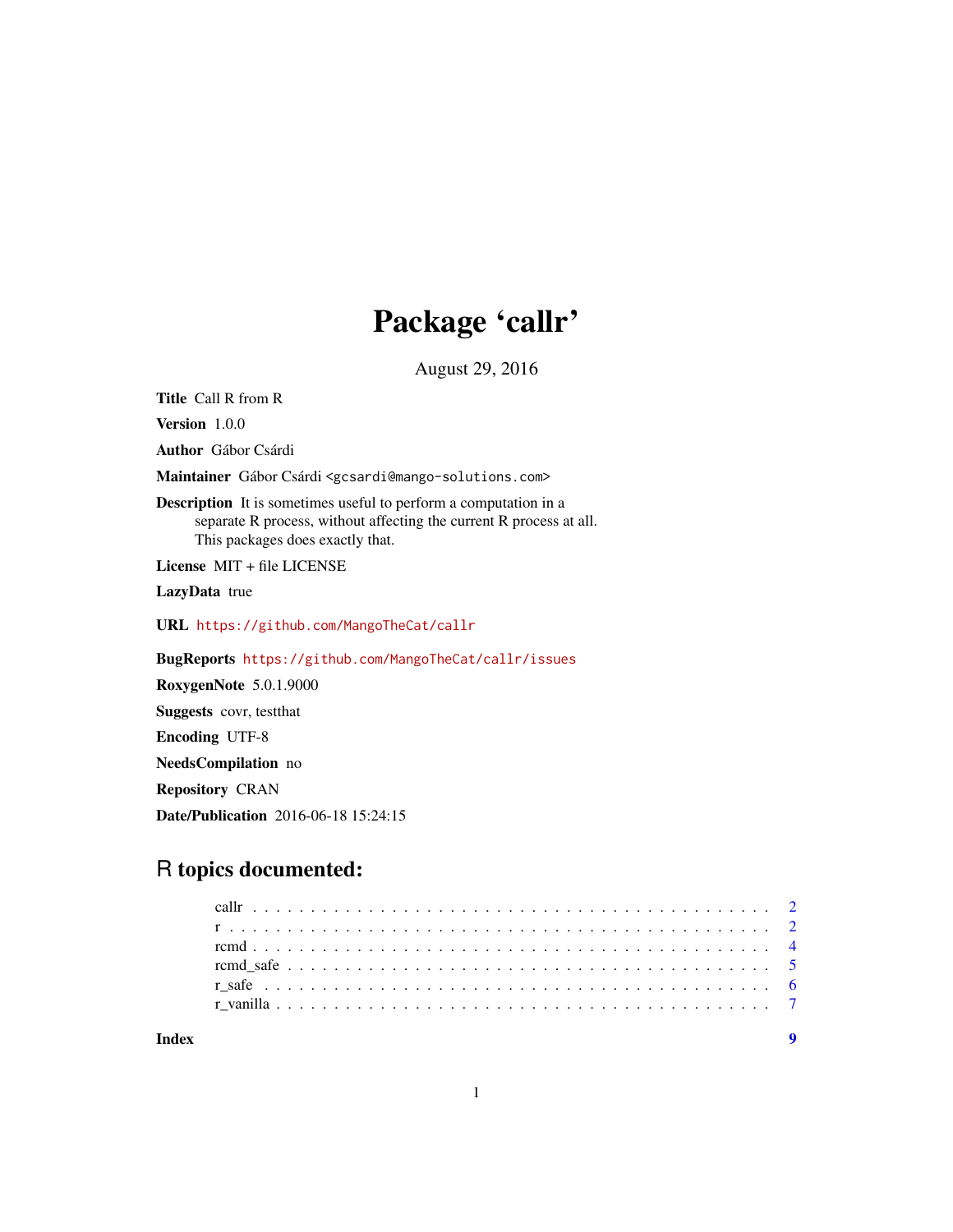# Package 'callr'

August 29, 2016

**Title** Call R from R

**Version** 1.0.0

**Author** Gábor Csárdi

**Maintainer** Gábor Csárdi <gcsardi@mango-solutions.com>

**Description** It is sometimes useful to perform a computation in a separate R process, without affecting the current R process at all. This packages does exactly that.

**License** MIT + file LICENSE

**LazyData** true

**URL** https://github.com/MangoTheCat/callr

**BugReports** https://github.com/MangoTheCat/callr/issues

**RoxygenNote** 5.0.1.9000

**Suggests** covr, testthat

**Encoding** UTF-8

**NeedsCompilation** no

**Repository** CRAN

**Date/Publication** 2016-06-18 15:24:15

## R topics documented:

- callr . . . . . . . . . . 2
- r . . . . . . . . . . 2
- rcmd . . . . . . . . . . 4
- rcmd_safe . . . . . . . . . . 5
- r_safe . . . . . . . . . . 6
- r_vanilla . . . . . . . . . . 7

**Index** **9**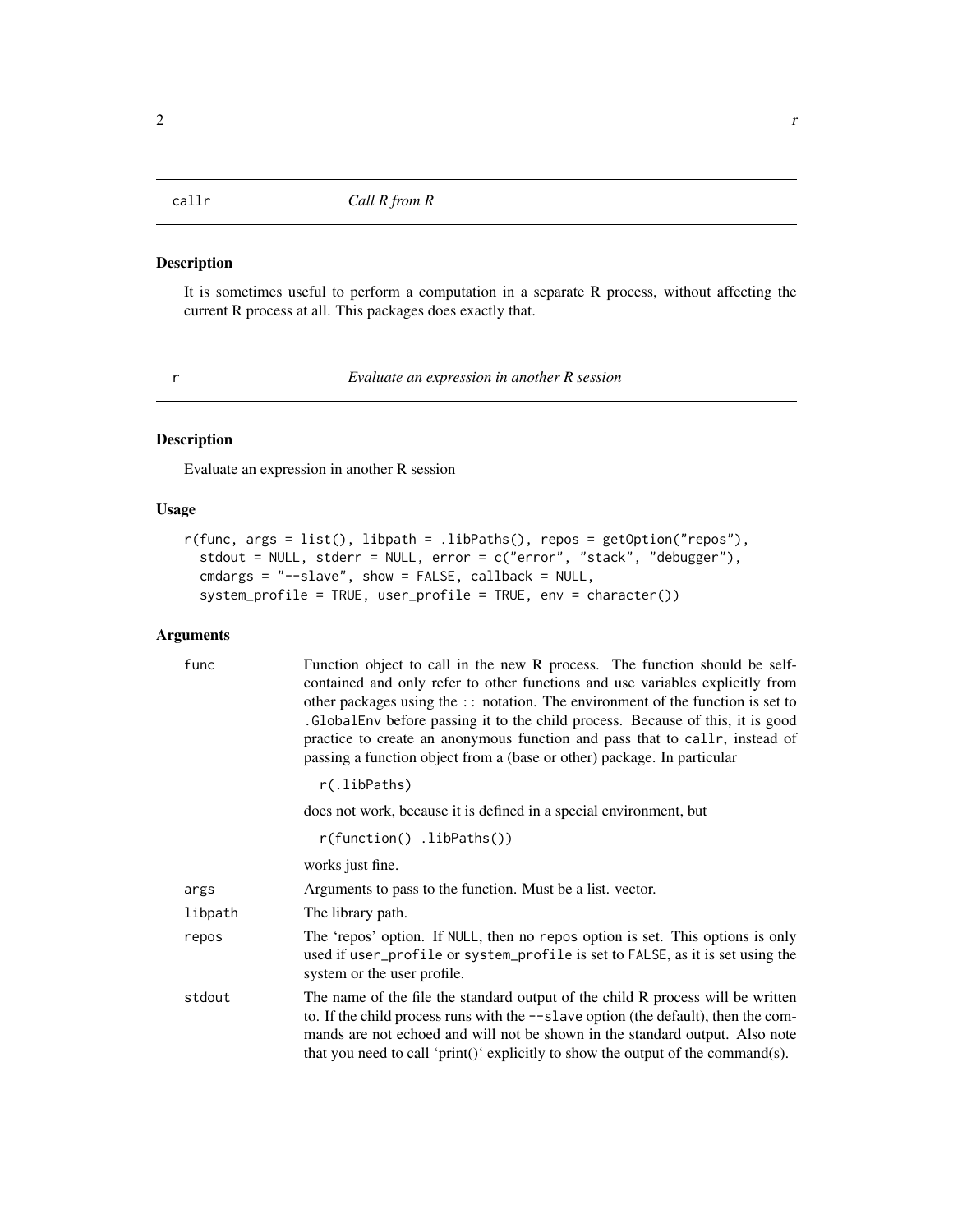## callr — *Call R from R*

### Description

It is sometimes useful to perform a computation in a separate R process, without affecting the current R process at all. This packages does exactly that.

## r — *Evaluate an expression in another R session*

### Description

Evaluate an expression in another R session

### Usage

```
r(func, args = list(), libpath = .libPaths(), repos = getOption("repos"),
  stdout = NULL, stderr = NULL, error = c("error", "stack", "debugger"),
  cmdargs = "--slave", show = FALSE, callback = NULL,
  system_profile = TRUE, user_profile = TRUE, env = character())
```

### Arguments

| | |
|---|---|
| func | Function object to call in the new R process. The function should be self-contained and only refer to other functions and use variables explicitly from other packages using the `::` notation. The environment of the function is set to `.GlobalEnv` before passing it to the child process. Because of this, it is good practice to create an anonymous function and pass that to `callr`, instead of passing a function object from a (base or other) package. In particular `r(.libPaths)` does not work, because it is defined in a special environment, but `r(function() .libPaths())` works just fine. |
| args | Arguments to pass to the function. Must be a list. vector. |
| libpath | The library path. |
| repos | The 'repos' option. If `NULL`, then no `repos` option is set. This options is only used if `user_profile` or `system_profile` is set to `FALSE`, as it is set using the system or the user profile. |
| stdout | The name of the file the standard output of the child R process will be written to. If the child process runs with the `--slave` option (the default), then the commands are not echoed and will not be shown in the standard output. Also note that you need to call 'print()' explicitly to show the output of the command(s). |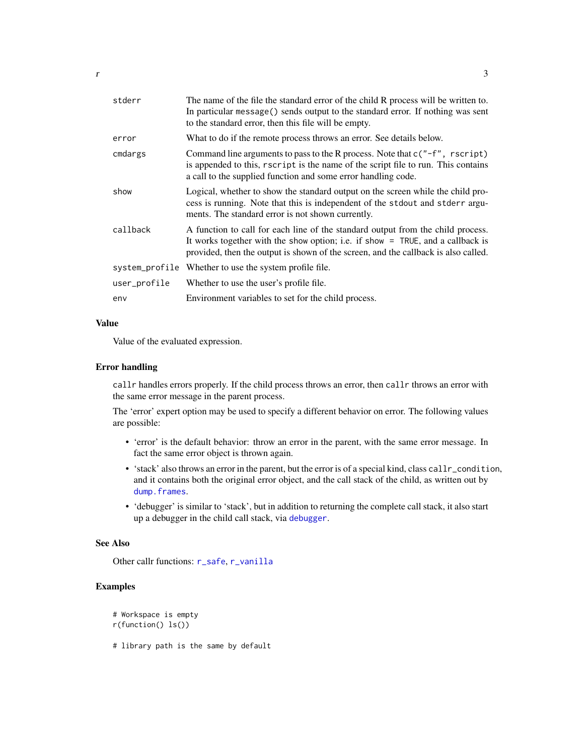| | |
|---|---|
| `stderr` | The name of the file the standard error of the child R process will be written to. In particular `message()` sends output to the standard error. If nothing was sent to the standard error, then this file will be empty. |
| `error` | What to do if the remote process throws an error. See details below. |
| `cmdargs` | Command line arguments to pass to the R process. Note that `c("-f", rscript)` is appended to this, `rscript` is the name of the script file to run. This contains a call to the supplied function and some error handling code. |
| `show` | Logical, whether to show the standard output on the screen while the child process is running. Note that this is independent of the `stdout` and `stderr` arguments. The standard error is not shown currently. |
| `callback` | A function to call for each line of the standard output from the child process. It works together with the `show` option; i.e. if `show = TRUE`, and a callback is provided, then the output is shown of the screen, and the callback is also called. |
| `system_profile` | Whether to use the system profile file. |
| `user_profile` | Whether to use the user's profile file. |
| `env` | Environment variables to set for the child process. |

## Value

Value of the evaluated expression.

## Error handling

`callr` handles errors properly. If the child process throws an error, then `callr` throws an error with the same error message in the parent process.

The 'error' expert option may be used to specify a different behavior on error. The following values are possible:

- 'error' is the default behavior: throw an error in the parent, with the same error message. In fact the same error object is thrown again.
- 'stack' also throws an error in the parent, but the error is of a special kind, class `callr_condition`, and it contains both the original error object, and the call stack of the child, as written out by `dump.frames`.
- 'debugger' is similar to 'stack', but in addition to returning the complete call stack, it also start up a debugger in the child call stack, via `debugger`.

## See Also

Other callr functions: `r_safe`, `r_vanilla`

## Examples

```
# Workspace is empty
r(function() ls())

# library path is the same by default
```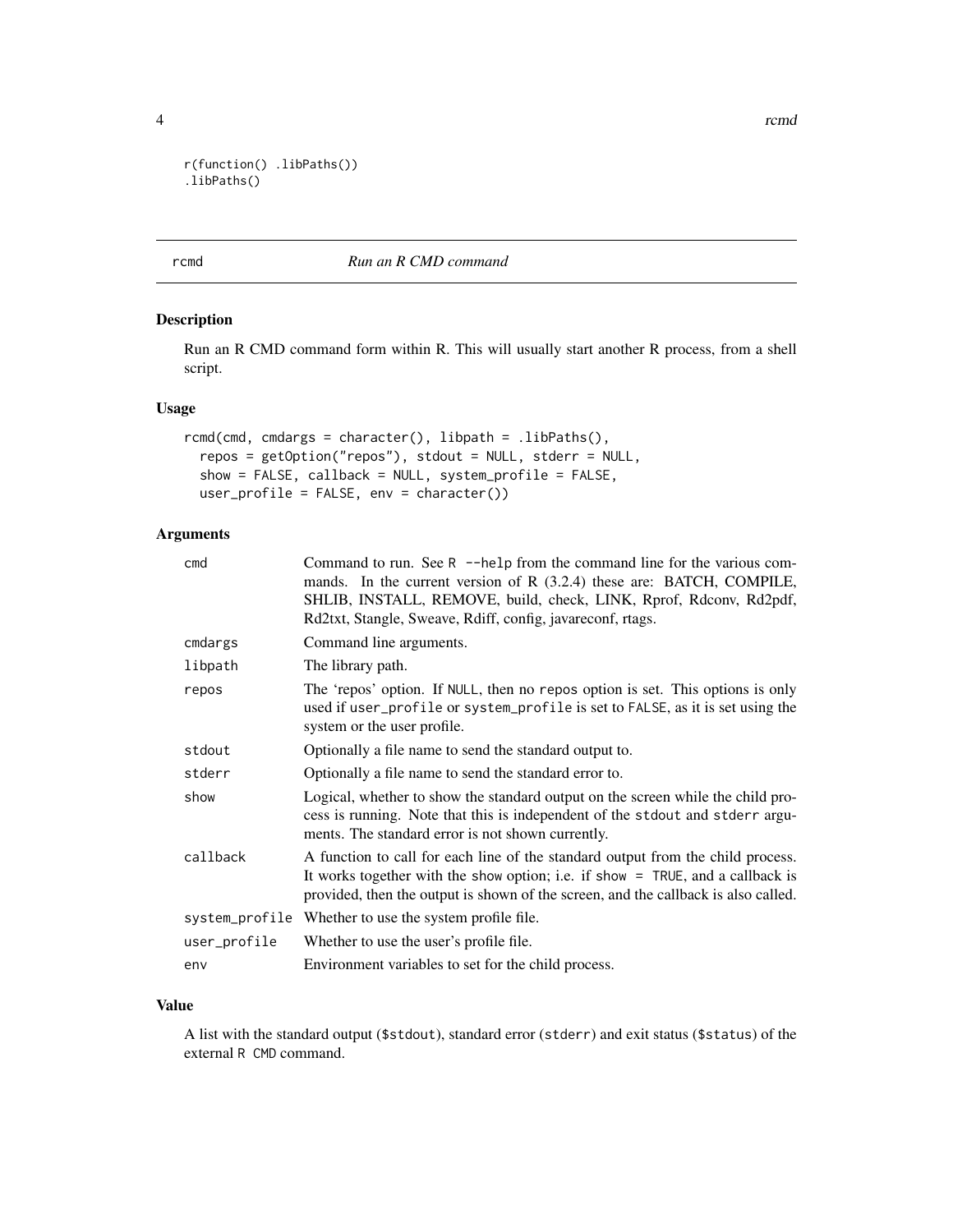```
r(function() .libPaths())
.libPaths()
```

## rcmd — *Run an R CMD command*

### Description

Run an R CMD command form within R. This will usually start another R process, from a shell script.

### Usage

```
rcmd(cmd, cmdargs = character(), libpath = .libPaths(),
  repos = getOption("repos"), stdout = NULL, stderr = NULL,
  show = FALSE, callback = NULL, system_profile = FALSE,
  user_profile = FALSE, env = character())
```

### Arguments

| | |
|---|---|
| `cmd` | Command to run. See `R --help` from the command line for the various commands. In the current version of R (3.2.4) these are: BATCH, COMPILE, SHLIB, INSTALL, REMOVE, build, check, LINK, Rprof, Rdconv, Rd2pdf, Rd2txt, Stangle, Sweave, Rdiff, config, javareconf, rtags. |
| `cmdargs` | Command line arguments. |
| `libpath` | The library path. |
| `repos` | The 'repos' option. If `NULL`, then no `repos` option is set. This options is only used if `user_profile` or `system_profile` is set to `FALSE`, as it is set using the system or the user profile. |
| `stdout` | Optionally a file name to send the standard output to. |
| `stderr` | Optionally a file name to send the standard error to. |
| `show` | Logical, whether to show the standard output on the screen while the child process is running. Note that this is independent of the `stdout` and `stderr` arguments. The standard error is not shown currently. |
| `callback` | A function to call for each line of the standard output from the child process. It works together with the `show` option; i.e. if `show = TRUE`, and a callback is provided, then the output is shown of the screen, and the callback is also called. |
| `system_profile` | Whether to use the system profile file. |
| `user_profile` | Whether to use the user's profile file. |
| `env` | Environment variables to set for the child process. |

### Value

A list with the standard output (`$stdout`), standard error (`stderr`) and exit status (`$status`) of the external `R CMD` command.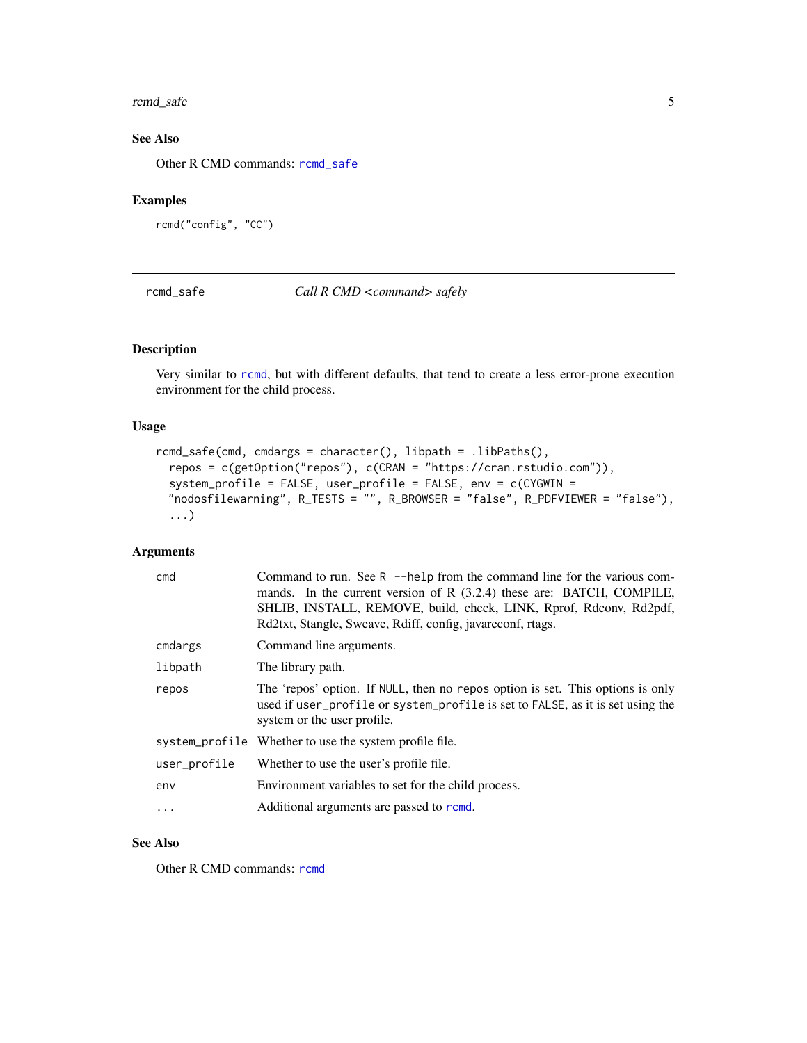### See Also

Other R CMD commands: `rcmd_safe`

### Examples

```
rcmd("config", "CC")
```

## rcmd_safe — *Call R CMD <command> safely*

### Description

Very similar to `rcmd`, but with different defaults, that tend to create a less error-prone execution environment for the child process.

### Usage

```
rcmd_safe(cmd, cmdargs = character(), libpath = .libPaths(),
  repos = c(getOption("repos"), c(CRAN = "https://cran.rstudio.com")),
  system_profile = FALSE, user_profile = FALSE, env = c(CYGWIN =
  "nodosfilewarning", R_TESTS = "", R_BROWSER = "false", R_PDFVIEWER = "false"),
  ...)
```

### Arguments

| | |
|---|---|
| `cmd` | Command to run. See `R --help` from the command line for the various commands. In the current version of R (3.2.4) these are: BATCH, COMPILE, SHLIB, INSTALL, REMOVE, build, check, LINK, Rprof, Rdconv, Rd2pdf, Rd2txt, Stangle, Sweave, Rdiff, config, javareconf, rtags. |
| `cmdargs` | Command line arguments. |
| `libpath` | The library path. |
| `repos` | The 'repos' option. If `NULL`, then no `repos` option is set. This options is only used if `user_profile` or `system_profile` is set to `FALSE`, as it is set using the system or the user profile. |
| `system_profile` | Whether to use the system profile file. |
| `user_profile` | Whether to use the user's profile file. |
| `env` | Environment variables to set for the child process. |
| `...` | Additional arguments are passed to `rcmd`. |

### See Also

Other R CMD commands: `rcmd`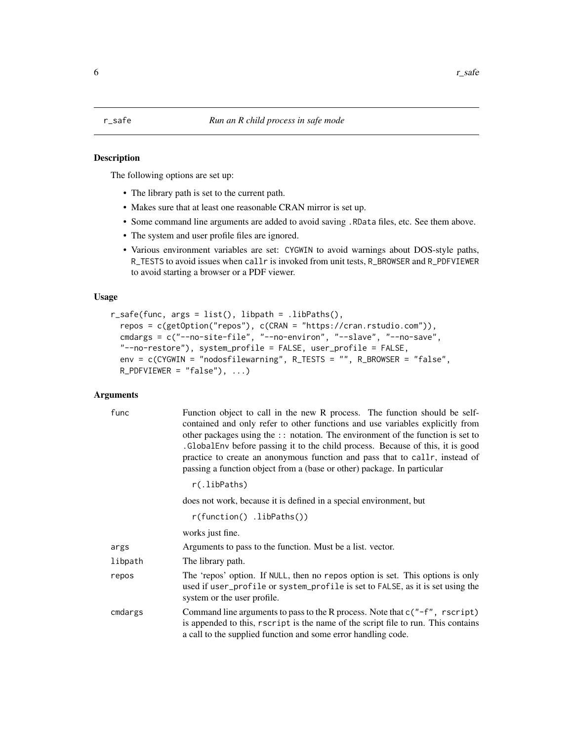## r_safe *Run an R child process in safe mode*

### Description

The following options are set up:

- The library path is set to the current path.
- Makes sure that at least one reasonable CRAN mirror is set up.
- Some command line arguments are added to avoid saving `.RData` files, etc. See them above.
- The system and user profile files are ignored.
- Various environment variables are set: `CYGWIN` to avoid warnings about DOS-style paths, `R_TESTS` to avoid issues when `callr` is invoked from unit tests, `R_BROWSER` and `R_PDFVIEWER` to avoid starting a browser or a PDF viewer.

### Usage

```
r_safe(func, args = list(), libpath = .libPaths(),
  repos = c(getOption("repos"), c(CRAN = "https://cran.rstudio.com")),
  cmdargs = c("--no-site-file", "--no-environ", "--slave", "--no-save",
  "--no-restore"), system_profile = FALSE, user_profile = FALSE,
  env = c(CYGWIN = "nodosfilewarning", R_TESTS = "", R_BROWSER = "false",
  R_PDFVIEWER = "false"), ...)
```

### Arguments

`func` Function object to call in the new R process. The function should be self-contained and only refer to other functions and use variables explicitly from other packages using the `::` notation. The environment of the function is set to `.GlobalEnv` before passing it to the child process. Because of this, it is good practice to create an anonymous function and pass that to `callr`, instead of passing a function object from a (base or other) package. In particular

```
r(.libPaths)
```

does not work, because it is defined in a special environment, but

```
r(function() .libPaths())
```

works just fine.

`args` Arguments to pass to the function. Must be a list. vector.

`libpath` The library path.

`repos` The 'repos' option. If `NULL`, then no `repos` option is set. This options is only used if `user_profile` or `system_profile` is set to `FALSE`, as it is set using the system or the user profile.

`cmdargs` Command line arguments to pass to the R process. Note that `c("-f", rscript)` is appended to this, `rscript` is the name of the script file to run. This contains a call to the supplied function and some error handling code.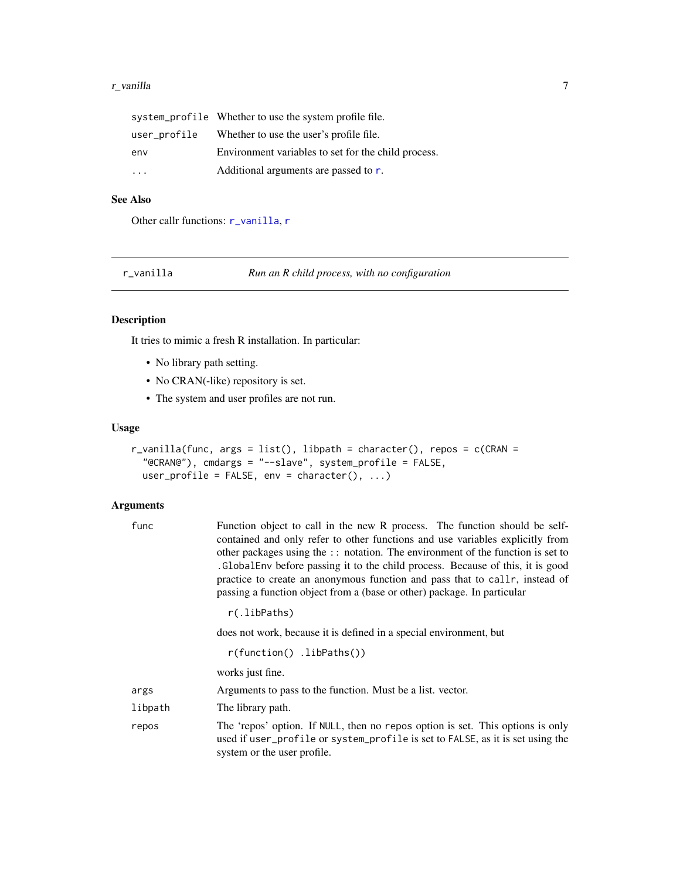| | |
|---|---|
| `system_profile` | Whether to use the system profile file. |
| `user_profile` | Whether to use the user's profile file. |
| `env` | Environment variables to set for the child process. |
| `...` | Additional arguments are passed to `r`. |

### See Also

Other callr functions: `r_vanilla`, `r`

---

## r_vanilla — *Run an R child process, with no configuration*

---

### Description

It tries to mimic a fresh R installation. In particular:

- No library path setting.
- No CRAN(-like) repository is set.
- The system and user profiles are not run.

### Usage

```
r_vanilla(func, args = list(), libpath = character(), repos = c(CRAN =
  "@CRAN@"), cmdargs = "--slave", system_profile = FALSE,
  user_profile = FALSE, env = character(), ...)
```

### Arguments

| | |
|---|---|
| `func` | Function object to call in the new R process. The function should be self-contained and only refer to other functions and use variables explicitly from other packages using the `::` notation. The environment of the function is set to `.GlobalEnv` before passing it to the child process. Because of this, it is good practice to create an anonymous function and pass that to `callr`, instead of passing a function object from a (base or other) package. In particular<br><br>`r(.libPaths)`<br><br>does not work, because it is defined in a special environment, but<br><br>`r(function() .libPaths())`<br><br>works just fine. |
| `args` | Arguments to pass to the function. Must be a list. vector. |
| `libpath` | The library path. |
| `repos` | The 'repos' option. If `NULL`, then no `repos` option is set. This options is only used if `user_profile` or `system_profile` is set to `FALSE`, as it is set using the system or the user profile. |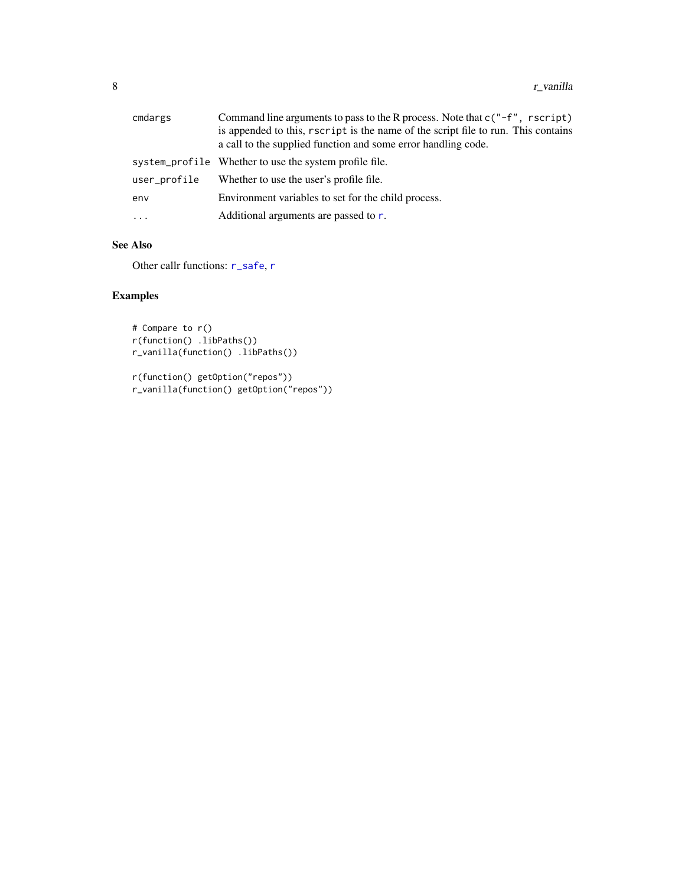| | |
|---|---|
| cmdargs | Command line arguments to pass to the R process. Note that `c("-f", rscript)` is appended to this, `rscript` is the name of the script file to run. This contains a call to the supplied function and some error handling code. |
| system_profile | Whether to use the system profile file. |
| user_profile | Whether to use the user's profile file. |
| env | Environment variables to set for the child process. |
| ... | Additional arguments are passed to `r`. |

## See Also

Other callr functions: `r_safe`, `r`

## Examples

```
# Compare to r()
r(function() .libPaths())
r_vanilla(function() .libPaths())

r(function() getOption("repos"))
r_vanilla(function() getOption("repos"))
```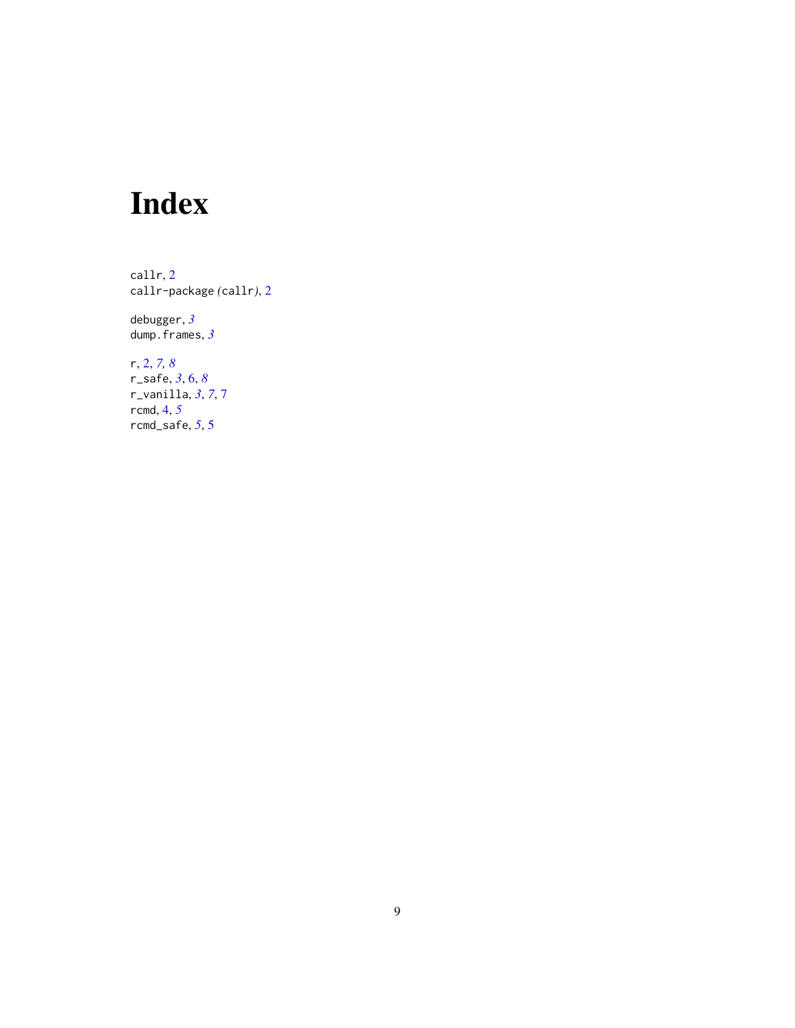# Index

callr, 2
callr-package *(*callr*)*, 2

debugger, *3*
dump.frames, *3*

r, 2, *7, 8*
r_safe, *3*, 6, *8*
r_vanilla, *3*, *7*, 7
rcmd, 4, *5*
rcmd_safe, *5*, 5